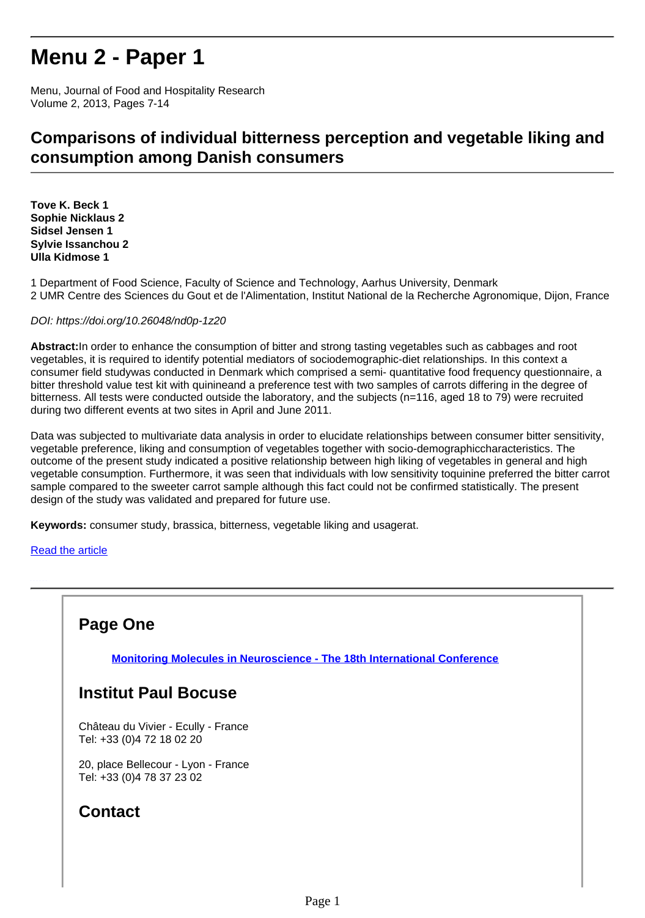# Menu 2 - Paper 1

Menu, Journal of Food and Hospitality Research
Volume 2, 2013, Pages 7-14

## Comparisons of individual bitterness perception and vegetable liking and consumption among Danish consumers

**Tove K. Beck 1**
**Sophie Nicklaus 2**
**Sidsel Jensen 1**
**Sylvie Issanchou 2**
**Ulla Kidmose 1**

1 Department of Food Science, Faculty of Science and Technology, Aarhus University, Denmark
2 UMR Centre des Sciences du Gout et de l'Alimentation, Institut National de la Recherche Agronomique, Dijon, France

*DOI: https://doi.org/10.26048/nd0p-1z20*

**Abstract:**In order to enhance the consumption of bitter and strong tasting vegetables such as cabbages and root vegetables, it is required to identify potential mediators of sociodemographic-diet relationships. In this context a consumer field studywas conducted in Denmark which comprised a semi- quantitative food frequency questionnaire, a bitter threshold value test kit with quinineand a preference test with two samples of carrots differing in the degree of bitterness. All tests were conducted outside the laboratory, and the subjects (n=116, aged 18 to 79) were recruited during two different events at two sites in April and June 2011.

Data was subjected to multivariate data analysis in order to elucidate relationships between consumer bitter sensitivity, vegetable preference, liking and consumption of vegetables together with socio-demographiccharacteristics. The outcome of the present study indicated a positive relationship between high liking of vegetables in general and high vegetable consumption. Furthermore, it was seen that individuals with low sensitivity toquinine preferred the bitter carrot sample compared to the sweeter carrot sample although this fact could not be confirmed statistically. The present design of the study was validated and prepared for future use.

**Keywords:** consumer study, brassica, bitterness, vegetable liking and usagerat.

[Read the article]

## Page One

**[Monitoring Molecules in Neuroscience - The 18th International Conference]**

## Institut Paul Bocuse

Château du Vivier - Ecully - France
Tel: +33 (0)4 72 18 02 20

20, place Bellecour - Lyon - France
Tel: +33 (0)4 78 37 23 02

## Contact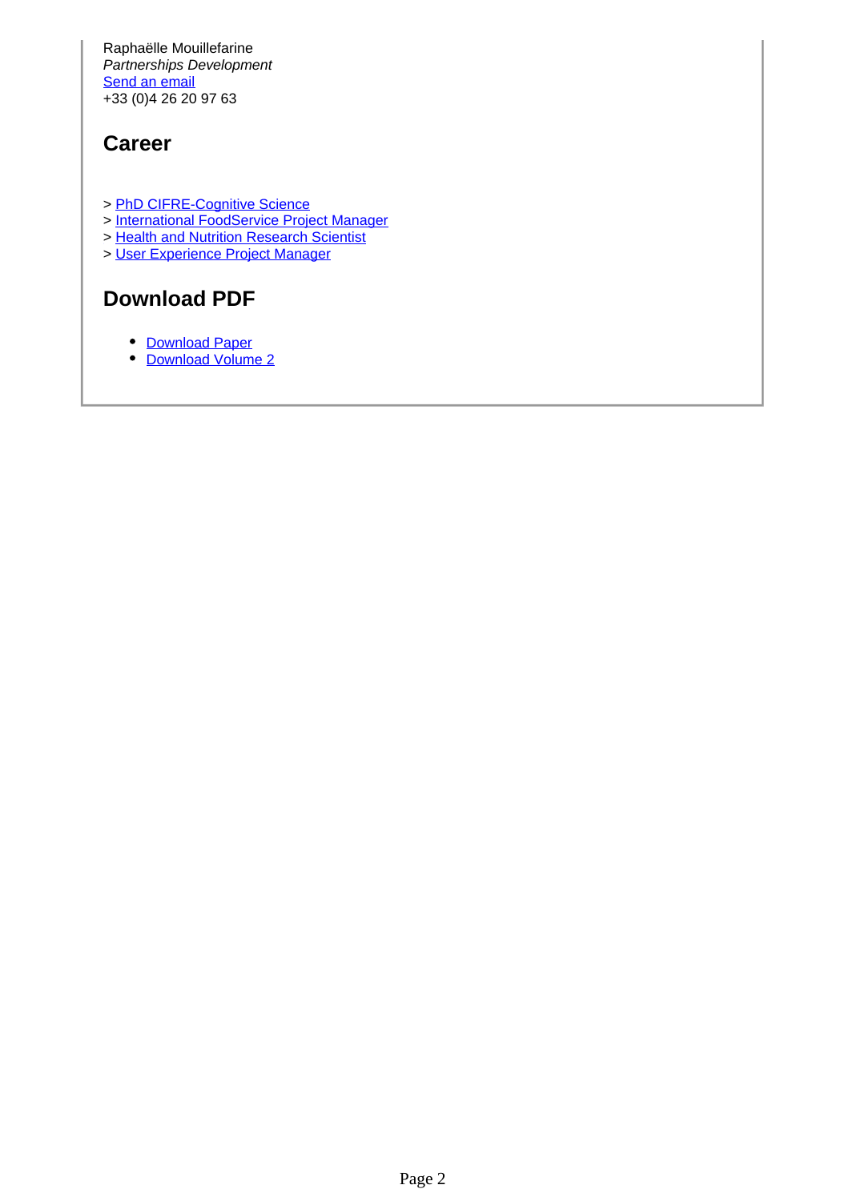Raphaëlle Mouillefarine
*Partnerships Development*
Send an email
+33 (0)4 26 20 97 63

## Career

> PhD CIFRE-Cognitive Science
> International FoodService Project Manager
> Health and Nutrition Research Scientist
> User Experience Project Manager

## Download PDF

- Download Paper
- Download Volume 2